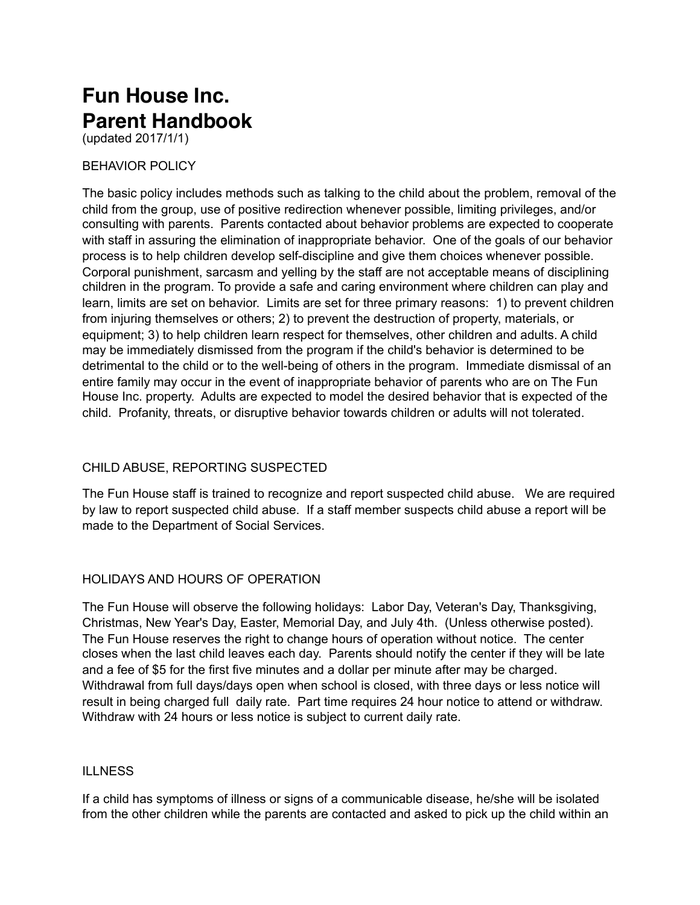# Fun House Inc.
# Parent Handbook

(updated 2017/1/1)

## BEHAVIOR POLICY

The basic policy includes methods such as talking to the child about the problem, removal of the child from the group, use of positive redirection whenever possible, limiting privileges, and/or consulting with parents. Parents contacted about behavior problems are expected to cooperate with staff in assuring the elimination of inappropriate behavior. One of the goals of our behavior process is to help children develop self-discipline and give them choices whenever possible. Corporal punishment, sarcasm and yelling by the staff are not acceptable means of disciplining children in the program. To provide a safe and caring environment where children can play and learn, limits are set on behavior. Limits are set for three primary reasons: 1) to prevent children from injuring themselves or others; 2) to prevent the destruction of property, materials, or equipment; 3) to help children learn respect for themselves, other children and adults. A child may be immediately dismissed from the program if the child's behavior is determined to be detrimental to the child or to the well-being of others in the program. Immediate dismissal of an entire family may occur in the event of inappropriate behavior of parents who are on The Fun House Inc. property. Adults are expected to model the desired behavior that is expected of the child. Profanity, threats, or disruptive behavior towards children or adults will not tolerated.

## CHILD ABUSE, REPORTING SUSPECTED

The Fun House staff is trained to recognize and report suspected child abuse. We are required by law to report suspected child abuse. If a staff member suspects child abuse a report will be made to the Department of Social Services.

## HOLIDAYS AND HOURS OF OPERATION

The Fun House will observe the following holidays: Labor Day, Veteran's Day, Thanksgiving, Christmas, New Year's Day, Easter, Memorial Day, and July 4th. (Unless otherwise posted). The Fun House reserves the right to change hours of operation without notice. The center closes when the last child leaves each day. Parents should notify the center if they will be late and a fee of $5 for the first five minutes and a dollar per minute after may be charged. Withdrawal from full days/days open when school is closed, with three days or less notice will result in being charged full daily rate. Part time requires 24 hour notice to attend or withdraw. Withdraw with 24 hours or less notice is subject to current daily rate.

## ILLNESS

If a child has symptoms of illness or signs of a communicable disease, he/she will be isolated from the other children while the parents are contacted and asked to pick up the child within an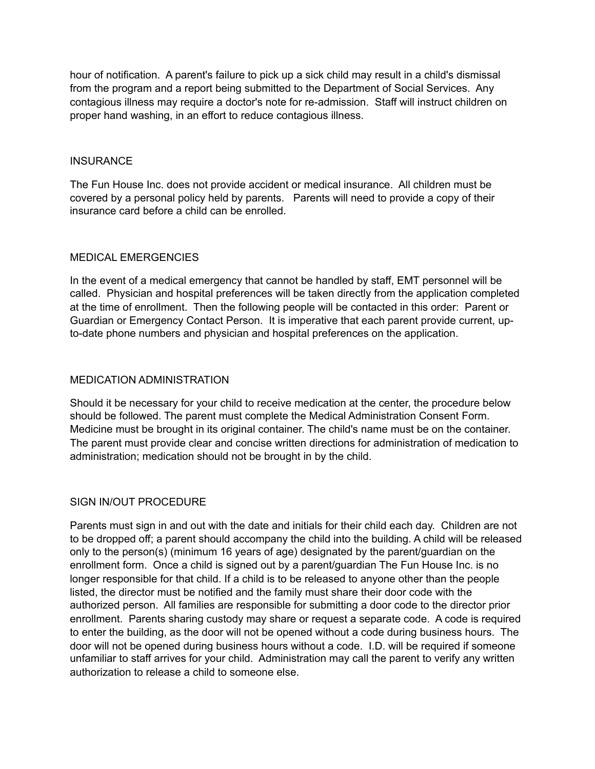hour of notification. A parent's failure to pick up a sick child may result in a child's dismissal from the program and a report being submitted to the Department of Social Services. Any contagious illness may require a doctor's note for re-admission. Staff will instruct children on proper hand washing, in an effort to reduce contagious illness.

## INSURANCE

The Fun House Inc. does not provide accident or medical insurance. All children must be covered by a personal policy held by parents. Parents will need to provide a copy of their insurance card before a child can be enrolled.

## MEDICAL EMERGENCIES

In the event of a medical emergency that cannot be handled by staff, EMT personnel will be called. Physician and hospital preferences will be taken directly from the application completed at the time of enrollment. Then the following people will be contacted in this order: Parent or Guardian or Emergency Contact Person. It is imperative that each parent provide current, up-to-date phone numbers and physician and hospital preferences on the application.

## MEDICATION ADMINISTRATION

Should it be necessary for your child to receive medication at the center, the procedure below should be followed. The parent must complete the Medical Administration Consent Form. Medicine must be brought in its original container. The child's name must be on the container. The parent must provide clear and concise written directions for administration of medication to administration; medication should not be brought in by the child.

## SIGN IN/OUT PROCEDURE

Parents must sign in and out with the date and initials for their child each day. Children are not to be dropped off; a parent should accompany the child into the building. A child will be released only to the person(s) (minimum 16 years of age) designated by the parent/guardian on the enrollment form. Once a child is signed out by a parent/guardian The Fun House Inc. is no longer responsible for that child. If a child is to be released to anyone other than the people listed, the director must be notified and the family must share their door code with the authorized person. All families are responsible for submitting a door code to the director prior enrollment. Parents sharing custody may share or request a separate code. A code is required to enter the building, as the door will not be opened without a code during business hours. The door will not be opened during business hours without a code. I.D. will be required if someone unfamiliar to staff arrives for your child. Administration may call the parent to verify any written authorization to release a child to someone else.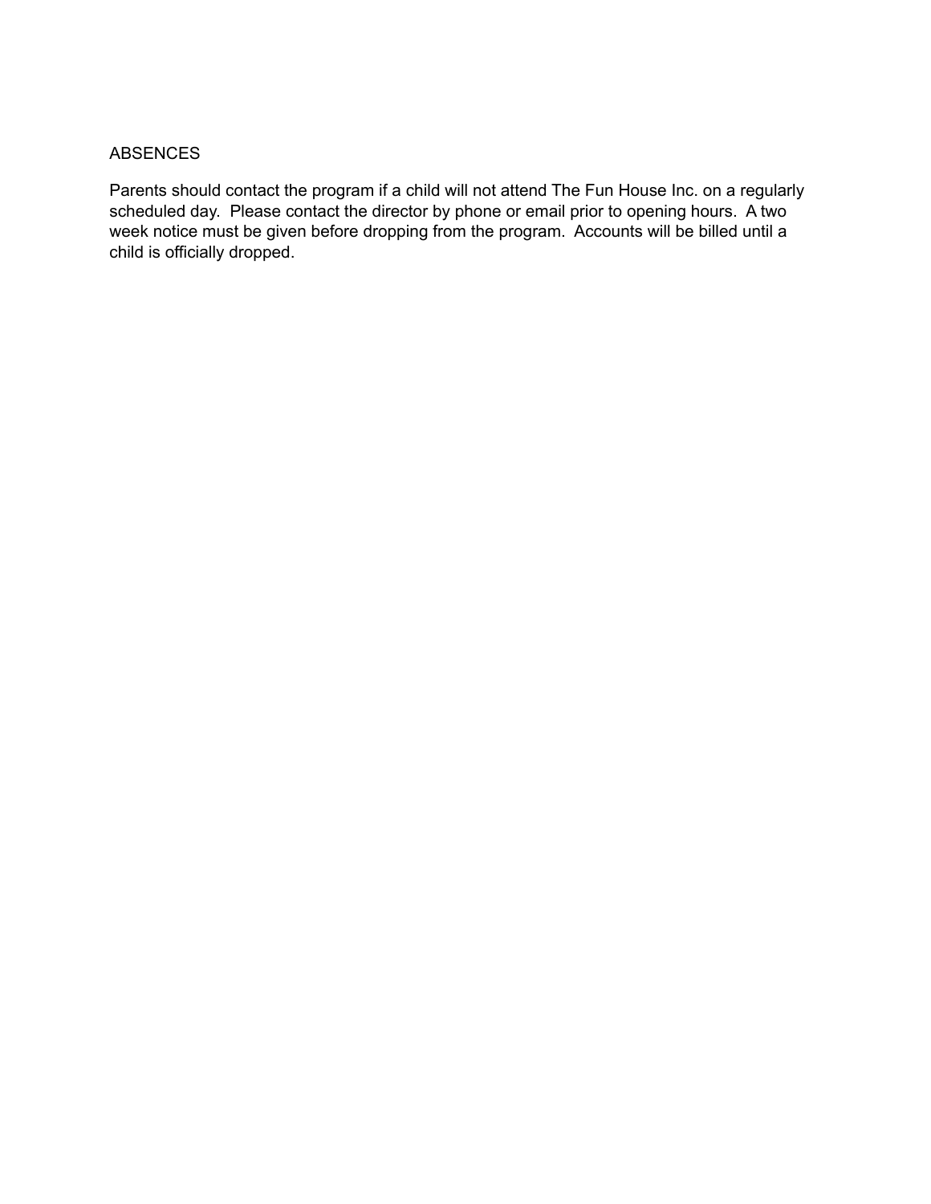## ABSENCES

Parents should contact the program if a child will not attend The Fun House Inc. on a regularly scheduled day. Please contact the director by phone or email prior to opening hours. A two week notice must be given before dropping from the program. Accounts will be billed until a child is officially dropped.